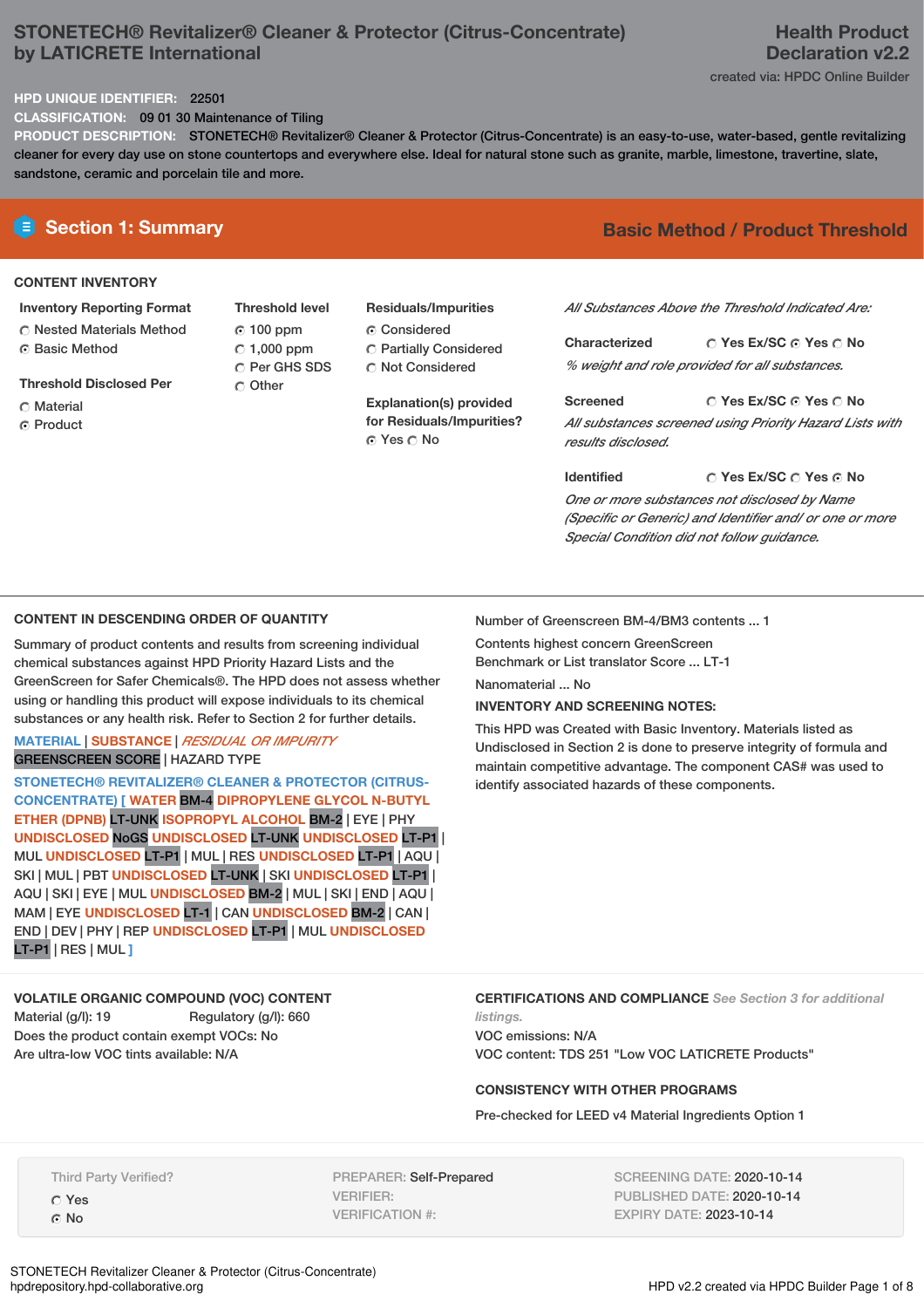# STONETECH® Revitalizer® Cleaner & Protector (Citrus-Concentrate) by LATICRETE International

**Health Product Declaration v2.2**

created via: HPDC Online Builder

**HPD UNIQUE IDENTIFIER:** 22501

**CLASSIFICATION:** 09 01 30 Maintenance of Tiling

**PRODUCT DESCRIPTION:** STONETECH® Revitalizer® Cleaner & Protector (Citrus-Concentrate) is an easy-to-use, water-based, gentle revitalizing cleaner for every day use on stone countertops and everywhere else. Ideal for natural stone such as granite, marble, limestone, travertine, slate, sandstone, ceramic and porcelain tile and more.

## Section 1: Summary

**Basic Method / Product Threshold**

### CONTENT INVENTORY

**Inventory Reporting Format**
- ○ Nested Materials Method
- ◉ Basic Method

**Threshold Disclosed Per**
- ○ Material
- ◉ Product

**Threshold level**
- ◉ 100 ppm
- ○ 1,000 ppm
- ○ Per GHS SDS
- ○ Other

**Residuals/Impurities**
- ◉ Considered
- ○ Partially Considered
- ○ Not Considered

**Explanation(s) provided for Residuals/Impurities?**
◉ Yes ○ No

*All Substances Above the Threshold Indicated Are:*

**Characterized** ○ Yes Ex/SC ◉ Yes ○ No
*% weight and role provided for all substances.*

**Screened** ○ Yes Ex/SC ◉ Yes ○ No
*All substances screened using Priority Hazard Lists with results disclosed.*

**Identified** ○ Yes Ex/SC ○ Yes ◉ No
*One or more substances not disclosed by Name (Specific or Generic) and Identifier and/ or one or more Special Condition did not follow guidance.*

### CONTENT IN DESCENDING ORDER OF QUANTITY

Summary of product contents and results from screening individual chemical substances against HPD Priority Hazard Lists and the GreenScreen for Safer Chemicals®. The HPD does not assess whether using or handling this product will expose individuals to its chemical substances or any health risk. Refer to Section 2 for further details.

MATERIAL | SUBSTANCE | *RESIDUAL OR IMPURITY*
GREENSCREEN SCORE | HAZARD TYPE

**STONETECH® REVITALIZER® CLEANER & PROTECTOR (CITRUS-CONCENTRATE) [** WATER BM-4 DIPROPYLENE GLYCOL N-BUTYL ETHER (DPNB) LT-UNK ISOPROPYL ALCOHOL BM-2 | EYE | PHY UNDISCLOSED NoGS UNDISCLOSED LT-UNK UNDISCLOSED LT-P1 | MUL UNDISCLOSED LT-P1 | MUL | RES UNDISCLOSED LT-P1 | AQU | SKI | MUL | PBT UNDISCLOSED LT-UNK | SKI UNDISCLOSED LT-P1 | AQU | SKI | EYE | MUL UNDISCLOSED BM-2 | MUL | SKI | END | AQU | MAM | EYE UNDISCLOSED LT-1 | CAN UNDISCLOSED BM-2 | CAN | END | DEV | PHY | REP UNDISCLOSED LT-P1 | MUL UNDISCLOSED LT-P1 | RES | MUL **]**

Number of Greenscreen BM-4/BM3 contents ... 1

Contents highest concern GreenScreen Benchmark or List translator Score ... LT-1

Nanomaterial ... No

**INVENTORY AND SCREENING NOTES:**

This HPD was Created with Basic Inventory. Materials listed as Undisclosed in Section 2 is done to preserve integrity of formula and maintain competitive advantage. The component CAS# was used to identify associated hazards of these components.

### VOLATILE ORGANIC COMPOUND (VOC) CONTENT

Material (g/l): 19  Regulatory (g/l): 660

Does the product contain exempt VOCs: No

Are ultra-low VOC tints available: N/A

### CERTIFICATIONS AND COMPLIANCE *See Section 3 for additional listings.*

VOC emissions: N/A

VOC content: TDS 251 "Low VOC LATICRETE Products"

### CONSISTENCY WITH OTHER PROGRAMS

Pre-checked for LEED v4 Material Ingredients Option 1

Third Party Verified?
- ○ Yes
- ◉ No

PREPARER: Self-Prepared
VERIFIER:
VERIFICATION #:

SCREENING DATE: 2020-10-14
PUBLISHED DATE: 2020-10-14
EXPIRY DATE: 2023-10-14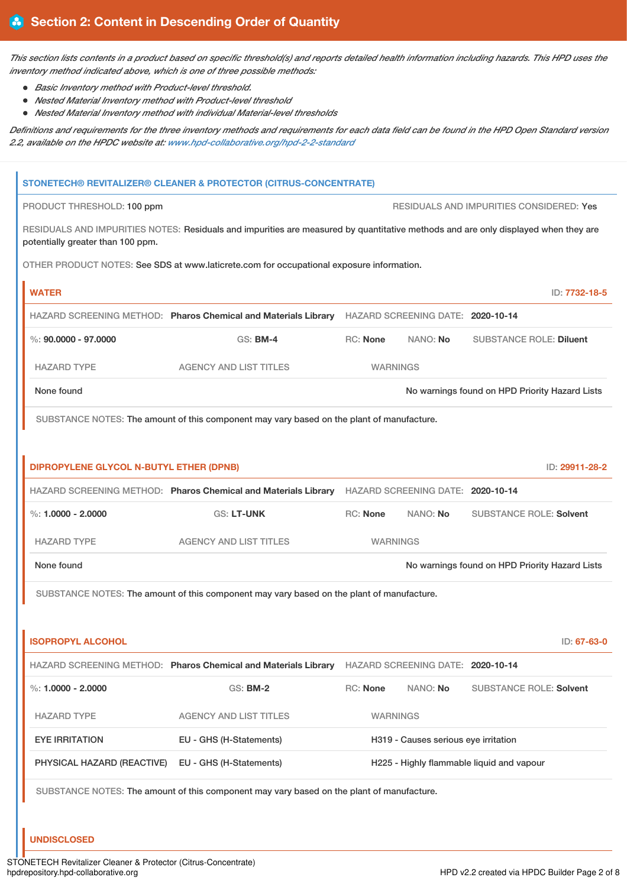## Section 2: Content in Descending Order of Quantity

*This section lists contents in a product based on specific threshold(s) and reports detailed health information including hazards. This HPD uses the inventory method indicated above, which is one of three possible methods:*

- *Basic Inventory method with Product-level threshold.*
- *Nested Material Inventory method with Product-level threshold*
- *Nested Material Inventory method with individual Material-level thresholds*

*Definitions and requirements for the three inventory methods and requirements for each data field can be found in the HPD Open Standard version 2.2, available on the HPDC website at: www.hpd-collaborative.org/hpd-2-2-standard*

### STONETECH® REVITALIZER® CLEANER & PROTECTOR (CITRUS-CONCENTRATE)

PRODUCT THRESHOLD: 100 ppm

RESIDUALS AND IMPURITIES CONSIDERED: Yes

RESIDUALS AND IMPURITIES NOTES: Residuals and impurities are measured by quantitative methods and are only displayed when they are potentially greater than 100 ppm.

OTHER PRODUCT NOTES: See SDS at www.laticrete.com for occupational exposure information.

#### WATER

ID: 7732-18-5

HAZARD SCREENING METHOD: **Pharos Chemical and Materials Library** HAZARD SCREENING DATE: **2020-10-14**

%: **90.0000 - 97.0000** GS: **BM-4** RC: **None** NANO: **No** SUBSTANCE ROLE: **Diluent**

| HAZARD TYPE | AGENCY AND LIST TITLES | WARNINGS |
|---|---|---|
| None found | | No warnings found on HPD Priority Hazard Lists |

SUBSTANCE NOTES: The amount of this component may vary based on the plant of manufacture.

#### DIPROPYLENE GLYCOL N-BUTYL ETHER (DPNB)

ID: 29911-28-2

HAZARD SCREENING METHOD: **Pharos Chemical and Materials Library** HAZARD SCREENING DATE: **2020-10-14**

%: **1.0000 - 2.0000** GS: **LT-UNK** RC: **None** NANO: **No** SUBSTANCE ROLE: **Solvent**

| HAZARD TYPE | AGENCY AND LIST TITLES | WARNINGS |
|---|---|---|
| None found | | No warnings found on HPD Priority Hazard Lists |

SUBSTANCE NOTES: The amount of this component may vary based on the plant of manufacture.

#### ISOPROPYL ALCOHOL

ID: 67-63-0

HAZARD SCREENING METHOD: **Pharos Chemical and Materials Library** HAZARD SCREENING DATE: **2020-10-14**

%: **1.0000 - 2.0000** GS: **BM-2** RC: **None** NANO: **No** SUBSTANCE ROLE: **Solvent**

| HAZARD TYPE | AGENCY AND LIST TITLES | WARNINGS |
|---|---|---|
| EYE IRRITATION | EU - GHS (H-Statements) | H319 - Causes serious eye irritation |
| PHYSICAL HAZARD (REACTIVE) | EU - GHS (H-Statements) | H225 - Highly flammable liquid and vapour |

SUBSTANCE NOTES: The amount of this component may vary based on the plant of manufacture.

#### UNDISCLOSED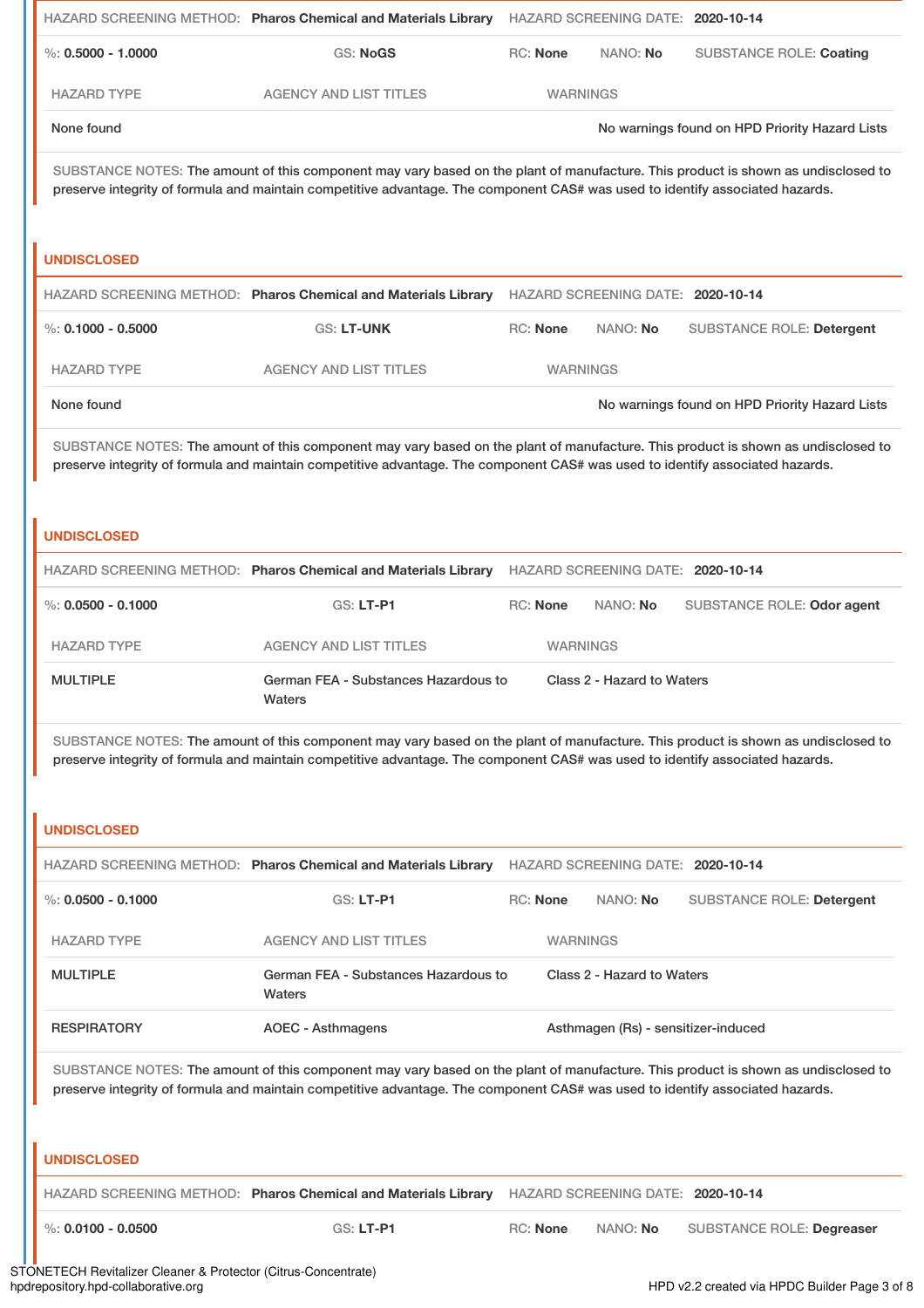HAZARD SCREENING METHOD: **Pharos Chemical and Materials Library** HAZARD SCREENING DATE: **2020-10-14**

%: **0.5000 - 1.0000** GS: **NoGS** RC: **None** NANO: **No** SUBSTANCE ROLE: **Coating**

| HAZARD TYPE | AGENCY AND LIST TITLES | WARNINGS |
|---|---|---|
| None found | | No warnings found on HPD Priority Hazard Lists |

SUBSTANCE NOTES: The amount of this component may vary based on the plant of manufacture. This product is shown as undisclosed to preserve integrity of formula and maintain competitive advantage. The component CAS# was used to identify associated hazards.

## UNDISCLOSED

HAZARD SCREENING METHOD: **Pharos Chemical and Materials Library** HAZARD SCREENING DATE: **2020-10-14**

%: **0.1000 - 0.5000** GS: **LT-UNK** RC: **None** NANO: **No** SUBSTANCE ROLE: **Detergent**

| HAZARD TYPE | AGENCY AND LIST TITLES | WARNINGS |
|---|---|---|
| None found | | No warnings found on HPD Priority Hazard Lists |

SUBSTANCE NOTES: The amount of this component may vary based on the plant of manufacture. This product is shown as undisclosed to preserve integrity of formula and maintain competitive advantage. The component CAS# was used to identify associated hazards.

## UNDISCLOSED

HAZARD SCREENING METHOD: **Pharos Chemical and Materials Library** HAZARD SCREENING DATE: **2020-10-14**

%: **0.0500 - 0.1000** GS: **LT-P1** RC: **None** NANO: **No** SUBSTANCE ROLE: **Odor agent**

| HAZARD TYPE | AGENCY AND LIST TITLES | WARNINGS |
|---|---|---|
| MULTIPLE | German FEA - Substances Hazardous to Waters | Class 2 - Hazard to Waters |

SUBSTANCE NOTES: The amount of this component may vary based on the plant of manufacture. This product is shown as undisclosed to preserve integrity of formula and maintain competitive advantage. The component CAS# was used to identify associated hazards.

## UNDISCLOSED

HAZARD SCREENING METHOD: **Pharos Chemical and Materials Library** HAZARD SCREENING DATE: **2020-10-14**

%: **0.0500 - 0.1000** GS: **LT-P1** RC: **None** NANO: **No** SUBSTANCE ROLE: **Detergent**

| HAZARD TYPE | AGENCY AND LIST TITLES | WARNINGS |
|---|---|---|
| MULTIPLE | German FEA - Substances Hazardous to Waters | Class 2 - Hazard to Waters |
| RESPIRATORY | AOEC - Asthmagens | Asthmagen (Rs) - sensitizer-induced |

SUBSTANCE NOTES: The amount of this component may vary based on the plant of manufacture. This product is shown as undisclosed to preserve integrity of formula and maintain competitive advantage. The component CAS# was used to identify associated hazards.

## UNDISCLOSED

HAZARD SCREENING METHOD: **Pharos Chemical and Materials Library** HAZARD SCREENING DATE: **2020-10-14**

%: **0.0100 - 0.0500** GS: **LT-P1** RC: **None** NANO: **No** SUBSTANCE ROLE: **Degreaser**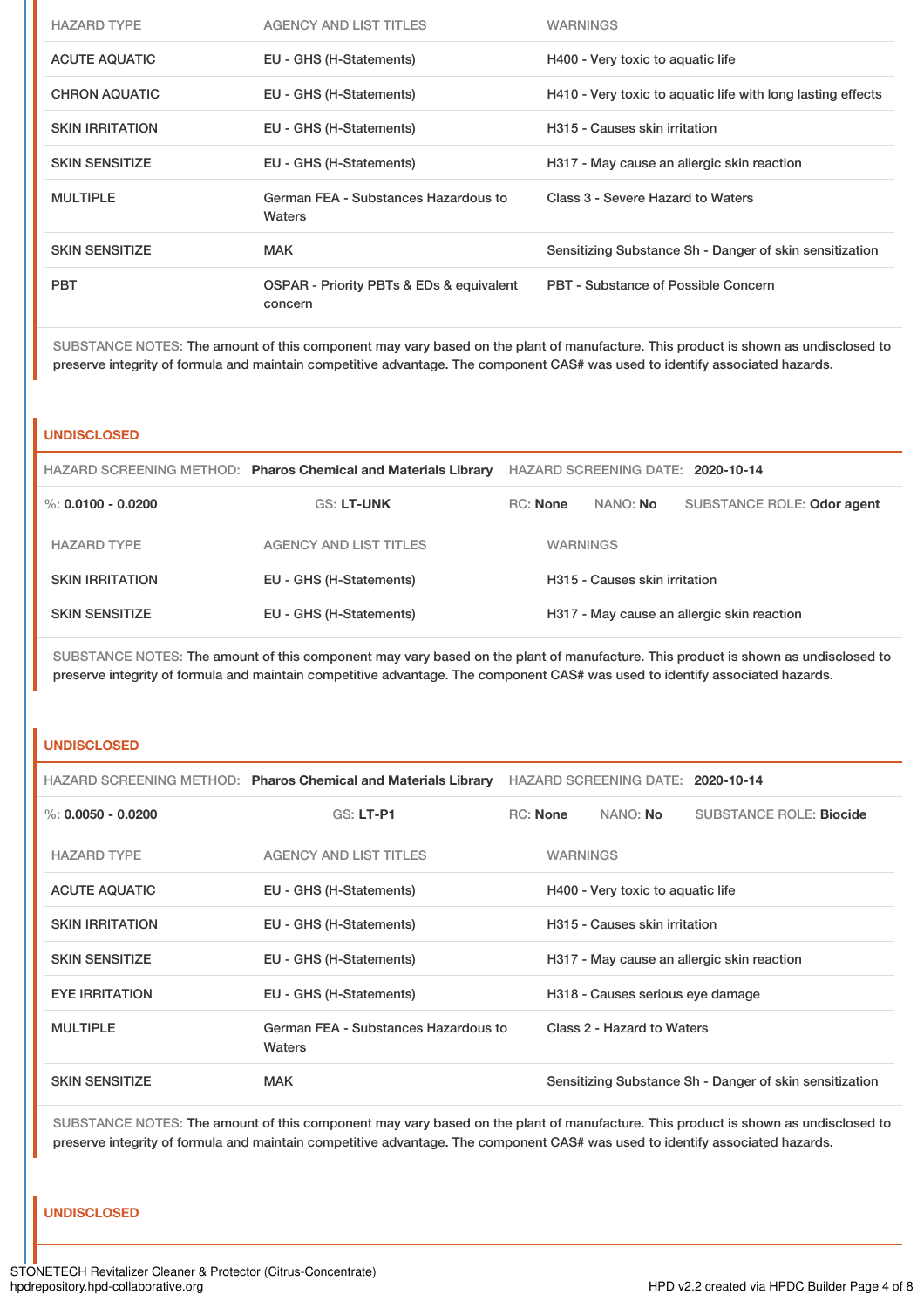| HAZARD TYPE | AGENCY AND LIST TITLES | WARNINGS |
|---|---|---|
| ACUTE AQUATIC | EU - GHS (H-Statements) | H400 - Very toxic to aquatic life |
| CHRON AQUATIC | EU - GHS (H-Statements) | H410 - Very toxic to aquatic life with long lasting effects |
| SKIN IRRITATION | EU - GHS (H-Statements) | H315 - Causes skin irritation |
| SKIN SENSITIZE | EU - GHS (H-Statements) | H317 - May cause an allergic skin reaction |
| MULTIPLE | German FEA - Substances Hazardous to Waters | Class 3 - Severe Hazard to Waters |
| SKIN SENSITIZE | MAK | Sensitizing Substance Sh - Danger of skin sensitization |
| PBT | OSPAR - Priority PBTs & EDs & equivalent concern | PBT - Substance of Possible Concern |

SUBSTANCE NOTES: The amount of this component may vary based on the plant of manufacture. This product is shown as undisclosed to preserve integrity of formula and maintain competitive advantage. The component CAS# was used to identify associated hazards.

### UNDISCLOSED

HAZARD SCREENING METHOD: **Pharos Chemical and Materials Library** HAZARD SCREENING DATE: **2020-10-14**

%: **0.0100 - 0.0200** GS: **LT-UNK** RC: **None** NANO: **No** SUBSTANCE ROLE: **Odor agent**

| HAZARD TYPE | AGENCY AND LIST TITLES | WARNINGS |
|---|---|---|
| SKIN IRRITATION | EU - GHS (H-Statements) | H315 - Causes skin irritation |
| SKIN SENSITIZE | EU - GHS (H-Statements) | H317 - May cause an allergic skin reaction |

SUBSTANCE NOTES: The amount of this component may vary based on the plant of manufacture. This product is shown as undisclosed to preserve integrity of formula and maintain competitive advantage. The component CAS# was used to identify associated hazards.

### UNDISCLOSED

HAZARD SCREENING METHOD: **Pharos Chemical and Materials Library** HAZARD SCREENING DATE: **2020-10-14**

%: **0.0050 - 0.0200** GS: **LT-P1** RC: **None** NANO: **No** SUBSTANCE ROLE: **Biocide**

| HAZARD TYPE | AGENCY AND LIST TITLES | WARNINGS |
|---|---|---|
| ACUTE AQUATIC | EU - GHS (H-Statements) | H400 - Very toxic to aquatic life |
| SKIN IRRITATION | EU - GHS (H-Statements) | H315 - Causes skin irritation |
| SKIN SENSITIZE | EU - GHS (H-Statements) | H317 - May cause an allergic skin reaction |
| EYE IRRITATION | EU - GHS (H-Statements) | H318 - Causes serious eye damage |
| MULTIPLE | German FEA - Substances Hazardous to Waters | Class 2 - Hazard to Waters |
| SKIN SENSITIZE | MAK | Sensitizing Substance Sh - Danger of skin sensitization |

SUBSTANCE NOTES: The amount of this component may vary based on the plant of manufacture. This product is shown as undisclosed to preserve integrity of formula and maintain competitive advantage. The component CAS# was used to identify associated hazards.

### UNDISCLOSED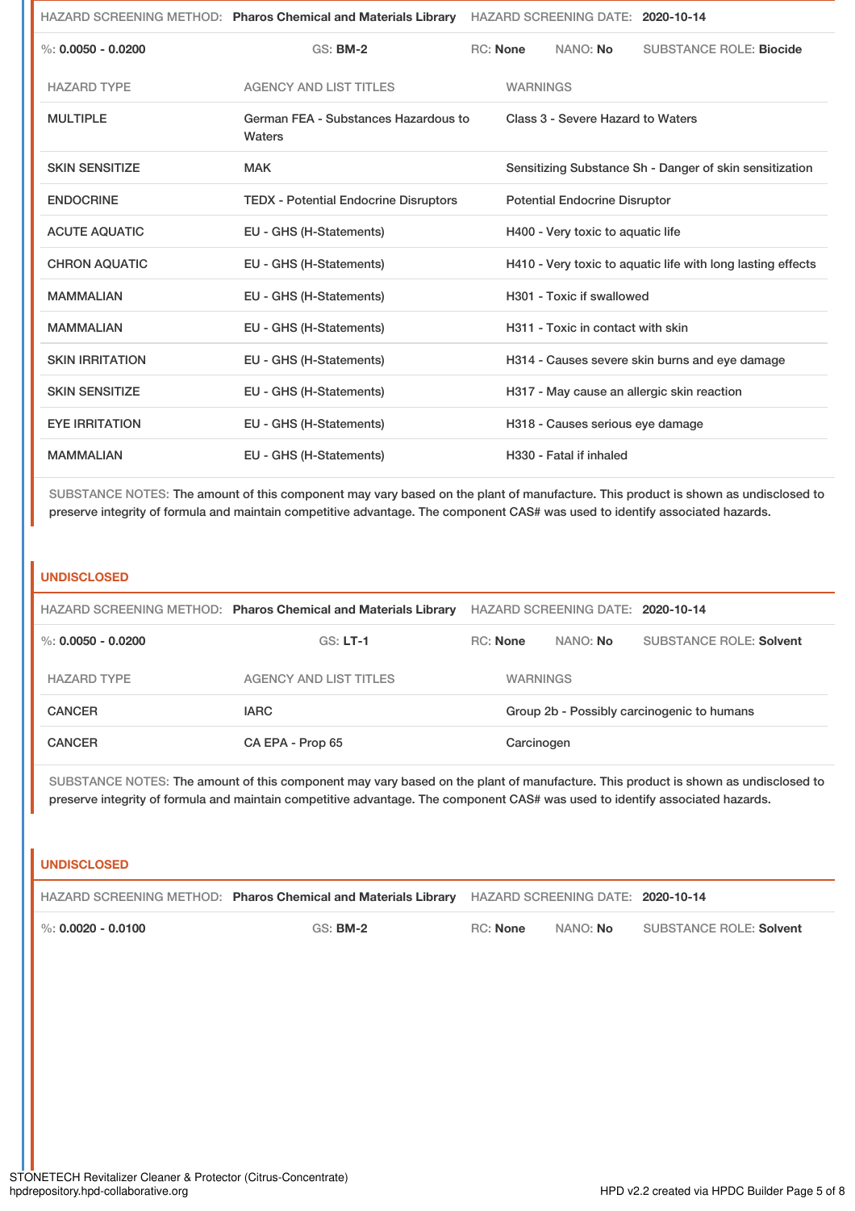| HAZARD SCREENING METHOD: **Pharos Chemical and Materials Library** | HAZARD SCREENING DATE: **2020-10-14** |
|---|---|

%: **0.0050 - 0.0200** | GS: **BM-2** | RC: **None** | NANO: **No** | SUBSTANCE ROLE: **Biocide**

| HAZARD TYPE | AGENCY AND LIST TITLES | WARNINGS |
|---|---|---|
| MULTIPLE | German FEA - Substances Hazardous to Waters | Class 3 - Severe Hazard to Waters |
| SKIN SENSITIZE | MAK | Sensitizing Substance Sh - Danger of skin sensitization |
| ENDOCRINE | TEDX - Potential Endocrine Disruptors | Potential Endocrine Disruptor |
| ACUTE AQUATIC | EU - GHS (H-Statements) | H400 - Very toxic to aquatic life |
| CHRON AQUATIC | EU - GHS (H-Statements) | H410 - Very toxic to aquatic life with long lasting effects |
| MAMMALIAN | EU - GHS (H-Statements) | H301 - Toxic if swallowed |
| MAMMALIAN | EU - GHS (H-Statements) | H311 - Toxic in contact with skin |
| SKIN IRRITATION | EU - GHS (H-Statements) | H314 - Causes severe skin burns and eye damage |
| SKIN SENSITIZE | EU - GHS (H-Statements) | H317 - May cause an allergic skin reaction |
| EYE IRRITATION | EU - GHS (H-Statements) | H318 - Causes serious eye damage |
| MAMMALIAN | EU - GHS (H-Statements) | H330 - Fatal if inhaled |

SUBSTANCE NOTES: The amount of this component may vary based on the plant of manufacture. This product is shown as undisclosed to preserve integrity of formula and maintain competitive advantage. The component CAS# was used to identify associated hazards.

## UNDISCLOSED

HAZARD SCREENING METHOD: **Pharos Chemical and Materials Library** | HAZARD SCREENING DATE: **2020-10-14**

%: **0.0050 - 0.0200** | GS: **LT-1** | RC: **None** | NANO: **No** | SUBSTANCE ROLE: **Solvent**

| HAZARD TYPE | AGENCY AND LIST TITLES | WARNINGS |
|---|---|---|
| CANCER | IARC | Group 2b - Possibly carcinogenic to humans |
| CANCER | CA EPA - Prop 65 | Carcinogen |

SUBSTANCE NOTES: The amount of this component may vary based on the plant of manufacture. This product is shown as undisclosed to preserve integrity of formula and maintain competitive advantage. The component CAS# was used to identify associated hazards.

## UNDISCLOSED

HAZARD SCREENING METHOD: **Pharos Chemical and Materials Library** | HAZARD SCREENING DATE: **2020-10-14**

%: **0.0020 - 0.0100** | GS: **BM-2** | RC: **None** | NANO: **No** | SUBSTANCE ROLE: **Solvent**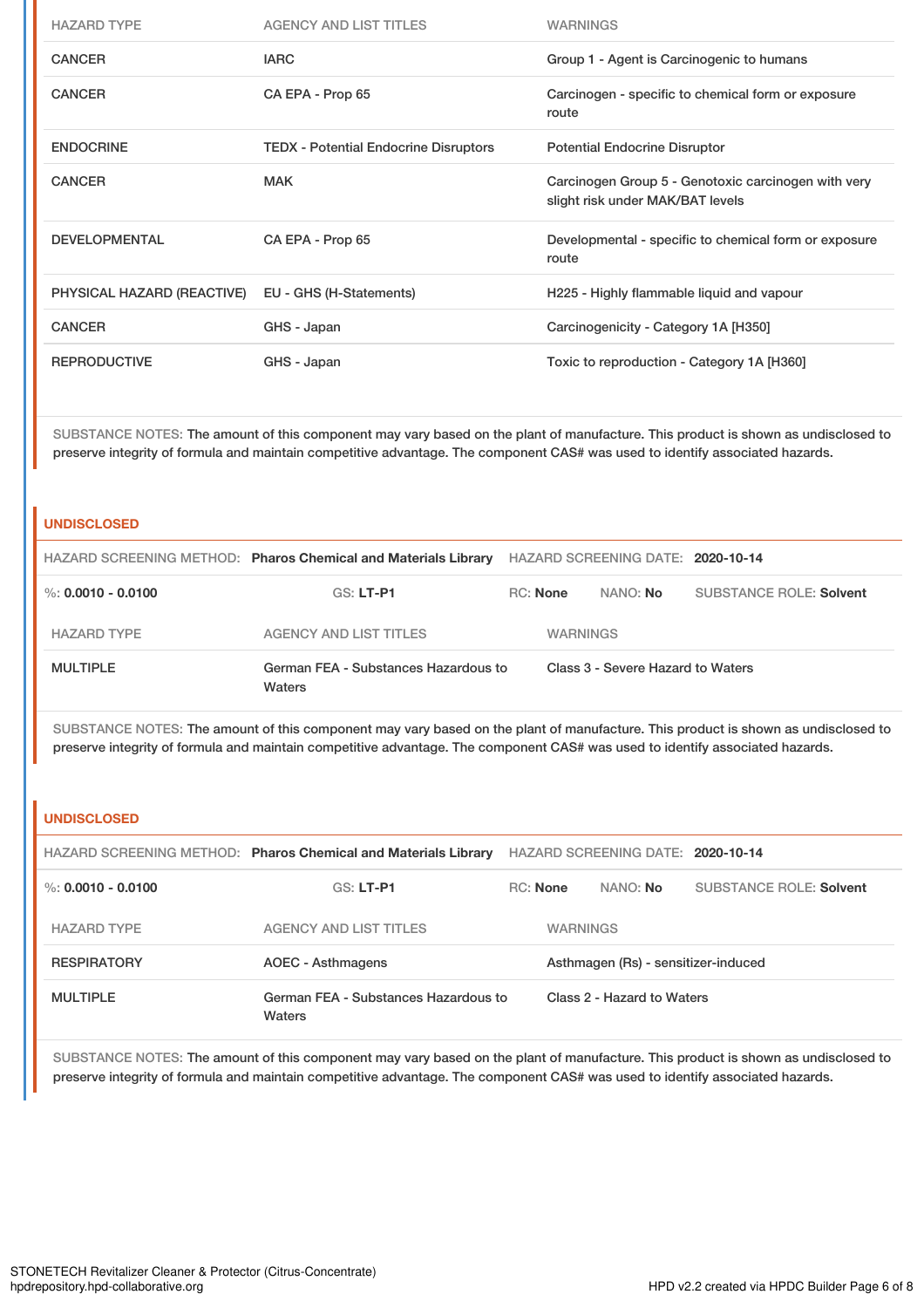| HAZARD TYPE | AGENCY AND LIST TITLES | WARNINGS |
|---|---|---|
| CANCER | IARC | Group 1 - Agent is Carcinogenic to humans |
| CANCER | CA EPA - Prop 65 | Carcinogen - specific to chemical form or exposure route |
| ENDOCRINE | TEDX - Potential Endocrine Disruptors | Potential Endocrine Disruptor |
| CANCER | MAK | Carcinogen Group 5 - Genotoxic carcinogen with very slight risk under MAK/BAT levels |
| DEVELOPMENTAL | CA EPA - Prop 65 | Developmental - specific to chemical form or exposure route |
| PHYSICAL HAZARD (REACTIVE) | EU - GHS (H-Statements) | H225 - Highly flammable liquid and vapour |
| CANCER | GHS - Japan | Carcinogenicity - Category 1A [H350] |
| REPRODUCTIVE | GHS - Japan | Toxic to reproduction - Category 1A [H360] |

SUBSTANCE NOTES: The amount of this component may vary based on the plant of manufacture. This product is shown as undisclosed to preserve integrity of formula and maintain competitive advantage. The component CAS# was used to identify associated hazards.

## UNDISCLOSED

HAZARD SCREENING METHOD: **Pharos Chemical and Materials Library** HAZARD SCREENING DATE: **2020-10-14**

%: **0.0010 - 0.0100** GS: **LT-P1** RC: **None** NANO: **No** SUBSTANCE ROLE: **Solvent**

| HAZARD TYPE | AGENCY AND LIST TITLES | WARNINGS |
|---|---|---|
| MULTIPLE | German FEA - Substances Hazardous to Waters | Class 3 - Severe Hazard to Waters |

SUBSTANCE NOTES: The amount of this component may vary based on the plant of manufacture. This product is shown as undisclosed to preserve integrity of formula and maintain competitive advantage. The component CAS# was used to identify associated hazards.

## UNDISCLOSED

HAZARD SCREENING METHOD: **Pharos Chemical and Materials Library** HAZARD SCREENING DATE: **2020-10-14**

%: **0.0010 - 0.0100** GS: **LT-P1** RC: **None** NANO: **No** SUBSTANCE ROLE: **Solvent**

| HAZARD TYPE | AGENCY AND LIST TITLES | WARNINGS |
|---|---|---|
| RESPIRATORY | AOEC - Asthmagens | Asthmagen (Rs) - sensitizer-induced |
| MULTIPLE | German FEA - Substances Hazardous to Waters | Class 2 - Hazard to Waters |

SUBSTANCE NOTES: The amount of this component may vary based on the plant of manufacture. This product is shown as undisclosed to preserve integrity of formula and maintain competitive advantage. The component CAS# was used to identify associated hazards.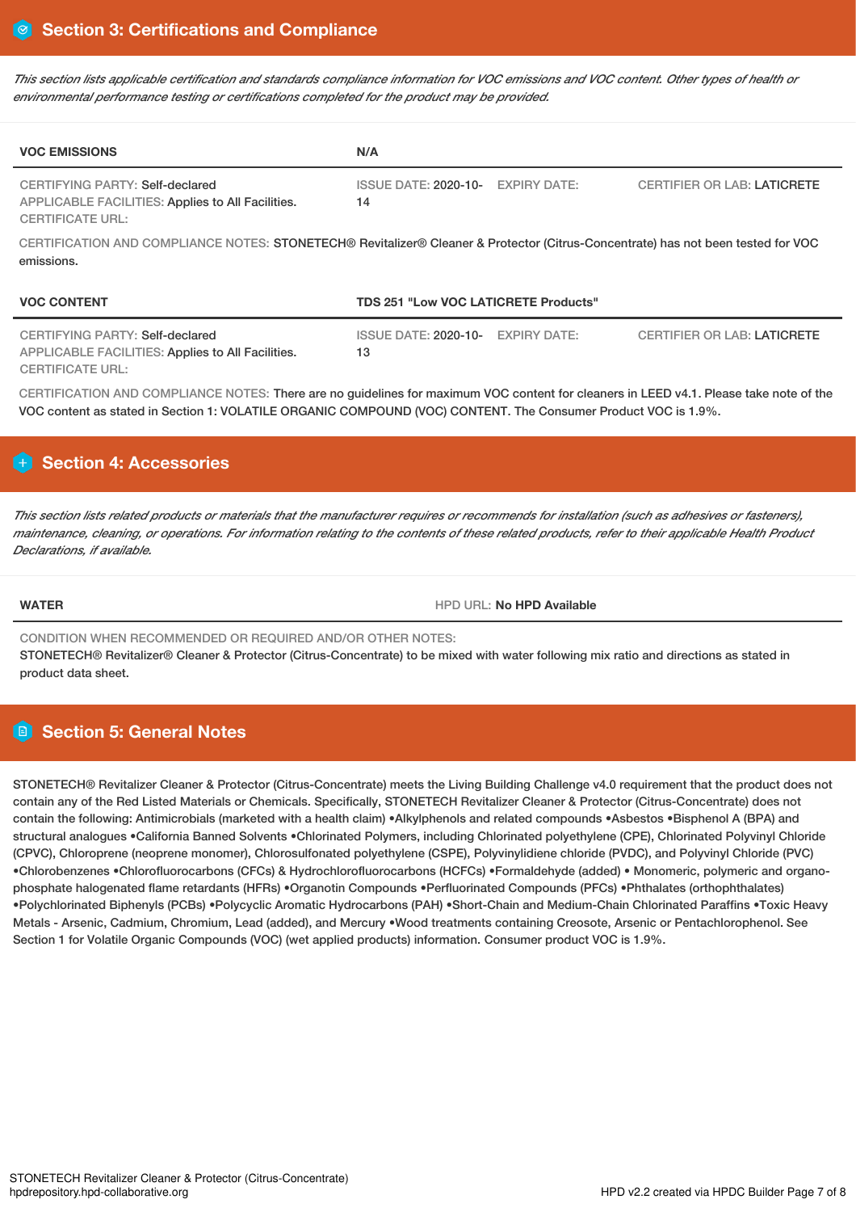## Section 3: Certifications and Compliance

*This section lists applicable certification and standards compliance information for VOC emissions and VOC content. Other types of health or environmental performance testing or certifications completed for the product may be provided.*

| VOC EMISSIONS | N/A | | |
|---|---|---|---|
| CERTIFYING PARTY: Self-declared<br>APPLICABLE FACILITIES: Applies to All Facilities.<br>CERTIFICATE URL: | ISSUE DATE: 2020-10-14 | EXPIRY DATE: | CERTIFIER OR LAB: LATICRETE |

CERTIFICATION AND COMPLIANCE NOTES: STONETECH® Revitalizer® Cleaner & Protector (Citrus-Concentrate) has not been tested for VOC emissions.

| VOC CONTENT | TDS 251 "Low VOC LATICRETE Products" | | |
|---|---|---|---|
| CERTIFYING PARTY: Self-declared<br>APPLICABLE FACILITIES: Applies to All Facilities.<br>CERTIFICATE URL: | ISSUE DATE: 2020-10-13 | EXPIRY DATE: | CERTIFIER OR LAB: LATICRETE |

CERTIFICATION AND COMPLIANCE NOTES: There are no guidelines for maximum VOC content for cleaners in LEED v4.1. Please take note of the VOC content as stated in Section 1: VOLATILE ORGANIC COMPOUND (VOC) CONTENT. The Consumer Product VOC is 1.9%.

## Section 4: Accessories

*This section lists related products or materials that the manufacturer requires or recommends for installation (such as adhesives or fasteners), maintenance, cleaning, or operations. For information relating to the contents of these related products, refer to their applicable Health Product Declarations, if available.*

| WATER | HPD URL: No HPD Available |
|---|---|

CONDITION WHEN RECOMMENDED OR REQUIRED AND/OR OTHER NOTES:
STONETECH® Revitalizer® Cleaner & Protector (Citrus-Concentrate) to be mixed with water following mix ratio and directions as stated in product data sheet.

## Section 5: General Notes

STONETECH® Revitalizer Cleaner & Protector (Citrus-Concentrate) meets the Living Building Challenge v4.0 requirement that the product does not contain any of the Red Listed Materials or Chemicals. Specifically, STONETECH Revitalizer Cleaner & Protector (Citrus-Concentrate) does not contain the following: Antimicrobials (marketed with a health claim) •Alkylphenols and related compounds •Asbestos •Bisphenol A (BPA) and structural analogues •California Banned Solvents •Chlorinated Polymers, including Chlorinated polyethylene (CPE), Chlorinated Polyvinyl Chloride (CPVC), Chloroprene (neoprene monomer), Chlorosulfonated polyethylene (CSPE), Polyvinylidiene chloride (PVDC), and Polyvinyl Chloride (PVC) •Chlorobenzenes •Chlorofluorocarbons (CFCs) & Hydrochlorofluorocarbons (HCFCs) •Formaldehyde (added) • Monomeric, polymeric and organo-phosphate halogenated flame retardants (HFRs) •Organotin Compounds •Perfluorinated Compounds (PFCs) •Phthalates (orthophthalates) •Polychlorinated Biphenyls (PCBs) •Polycyclic Aromatic Hydrocarbons (PAH) •Short-Chain and Medium-Chain Chlorinated Paraffins •Toxic Heavy Metals - Arsenic, Cadmium, Chromium, Lead (added), and Mercury •Wood treatments containing Creosote, Arsenic or Pentachlorophenol. See Section 1 for Volatile Organic Compounds (VOC) (wet applied products) information. Consumer product VOC is 1.9%.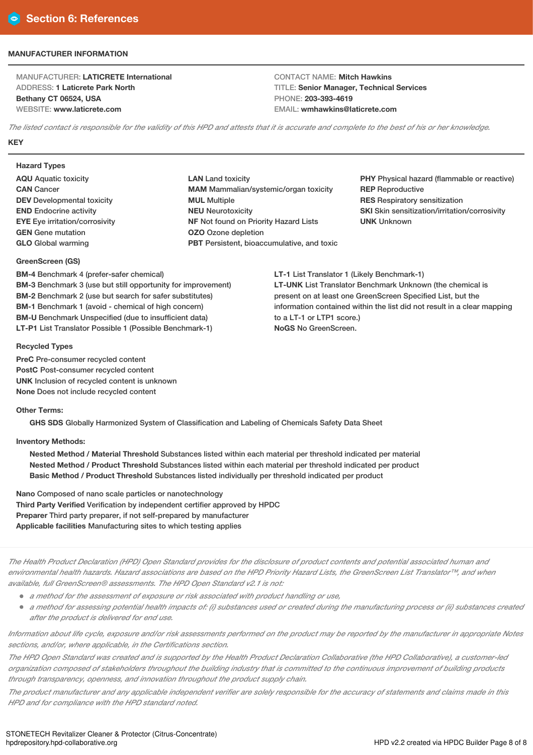## Section 6: References

### MANUFACTURER INFORMATION

MANUFACTURER: **LATICRETE International**
ADDRESS: **1 Laticrete Park North**
**Bethany CT 06524, USA**
WEBSITE: **www.laticrete.com**

CONTACT NAME: **Mitch Hawkins**
TITLE: **Senior Manager, Technical Services**
PHONE: **203-393-4619**
EMAIL: **wmhawkins@laticrete.com**

*The listed contact is responsible for the validity of this HPD and attests that it is accurate and complete to the best of his or her knowledge.*

### KEY

**Hazard Types**

**AQU** Aquatic toxicity
**CAN** Cancer
**DEV** Developmental toxicity
**END** Endocrine activity
**EYE** Eye irritation/corrosivity
**GEN** Gene mutation
**GLO** Global warming
**LAN** Land toxicity
**MAM** Mammalian/systemic/organ toxicity
**MUL** Multiple
**NEU** Neurotoxicity
**NF** Not found on Priority Hazard Lists
**OZO** Ozone depletion
**PBT** Persistent, bioaccumulative, and toxic
**PHY** Physical hazard (flammable or reactive)
**REP** Reproductive
**RES** Respiratory sensitization
**SKI** Skin sensitization/irritation/corrosivity
**UNK** Unknown

**GreenScreen (GS)**

**BM-4** Benchmark 4 (prefer-safer chemical)
**BM-3** Benchmark 3 (use but still opportunity for improvement)
**BM-2** Benchmark 2 (use but search for safer substitutes)
**BM-1** Benchmark 1 (avoid - chemical of high concern)
**BM-U** Benchmark Unspecified (due to insufficient data)
**LT-P1** List Translator Possible 1 (Possible Benchmark-1)
**LT-1** List Translator 1 (Likely Benchmark-1)
**LT-UNK** List Translator Benchmark Unknown (the chemical is present on at least one GreenScreen Specified List, but the information contained within the list did not result in a clear mapping to a LT-1 or LTP1 score.)
**NoGS** No GreenScreen.

**Recycled Types**

**PreC** Pre-consumer recycled content
**PostC** Post-consumer recycled content
**UNK** Inclusion of recycled content is unknown
**None** Does not include recycled content

**Other Terms:**

**GHS SDS** Globally Harmonized System of Classification and Labeling of Chemicals Safety Data Sheet

**Inventory Methods:**

**Nested Method / Material Threshold** Substances listed within each material per threshold indicated per material
**Nested Method / Product Threshold** Substances listed within each material per threshold indicated per product
**Basic Method / Product Threshold** Substances listed individually per threshold indicated per product

**Nano** Composed of nano scale particles or nanotechnology
**Third Party Verified** Verification by independent certifier approved by HPDC
**Preparer** Third party preparer, if not self-prepared by manufacturer
**Applicable facilities** Manufacturing sites to which testing applies

*The Health Product Declaration (HPD) Open Standard provides for the disclosure of product contents and potential associated human and environmental health hazards. Hazard associations are based on the HPD Priority Hazard Lists, the GreenScreen List Translator™, and when available, full GreenScreen® assessments. The HPD Open Standard v2.1 is not:*

- *a method for the assessment of exposure or risk associated with product handling or use,*
- *a method for assessing potential health impacts of: (i) substances used or created during the manufacturing process or (ii) substances created after the product is delivered for end use.*

*Information about life cycle, exposure and/or risk assessments performed on the product may be reported by the manufacturer in appropriate Notes sections, and/or, where applicable, in the Certifications section.*

*The HPD Open Standard was created and is supported by the Health Product Declaration Collaborative (the HPD Collaborative), a customer-led organization composed of stakeholders throughout the building industry that is committed to the continuous improvement of building products through transparency, openness, and innovation throughout the product supply chain.*

*The product manufacturer and any applicable independent verifier are solely responsible for the accuracy of statements and claims made in this HPD and for compliance with the HPD standard noted.*